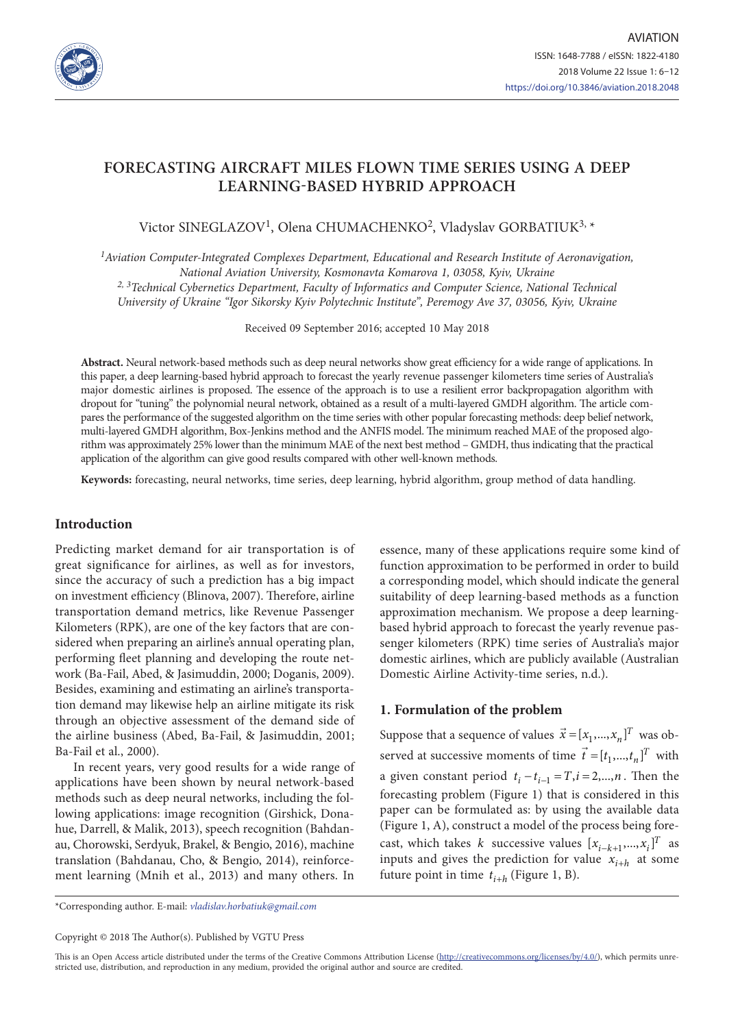# FORECASTING AIRCRAFT MILES FLOWN TIME SERIES USING A DEEP LEARNING-BASED HYBRID APPROACH

Victor SINEGLAZOV[1], Olena CHUMACHENKO[2], Vladyslav GORBATIUK[3, *]

[1]*Aviation Computer-Integrated Complexes Department, Educational and Research Institute of Aeronavigation, National Aviation University, Kosmonavta Komarova 1, 03058, Kyiv, Ukraine*
[2, 3]*Technical Cybernetics Department, Faculty of Informatics and Computer Science, National Technical University of Ukraine "Igor Sikorsky Kyiv Polytechnic Institute", Peremogy Ave 37, 03056, Kyiv, Ukraine*

Received 09 September 2016; accepted 10 May 2018

**Abstract.** Neural network-based methods such as deep neural networks show great efficiency for a wide range of applications. In this paper, a deep learning-based hybrid approach to forecast the yearly revenue passenger kilometers time series of Australia's major domestic airlines is proposed. The essence of the approach is to use a resilient error backpropagation algorithm with dropout for "tuning" the polynomial neural network, obtained as a result of a multi-layered GMDH algorithm. The article compares the performance of the suggested algorithm on the time series with other popular forecasting methods: deep belief network, multi-layered GMDH algorithm, Box-Jenkins method and the ANFIS model. The minimum reached MAE of the proposed algorithm was approximately 25% lower than the minimum MAE of the next best method – GMDH, thus indicating that the practical application of the algorithm can give good results compared with other well-known methods.

**Keywords:** forecasting, neural networks, time series, deep learning, hybrid algorithm, group method of data handling.

## Introduction

Predicting market demand for air transportation is of great significance for airlines, as well as for investors, since the accuracy of such a prediction has a big impact on investment efficiency (Blinova, 2007). Therefore, airline transportation demand metrics, like Revenue Passenger Kilometers (RPK), are one of the key factors that are considered when preparing an airline's annual operating plan, performing fleet planning and developing the route network (Ba-Fail, Abed, & Jasimuddin, 2000; Doganis, 2009). Besides, examining and estimating an airline's transportation demand may likewise help an airline mitigate its risk through an objective assessment of the demand side of the airline business (Abed, Ba-Fail, & Jasimuddin, 2001; Ba-Fail et al., 2000).

In recent years, very good results for a wide range of applications have been shown by neural network-based methods such as deep neural networks, including the following applications: image recognition (Girshick, Donahue, Darrell, & Malik, 2013), speech recognition (Bahdanau, Chorowski, Serdyuk, Brakel, & Bengio, 2016), machine translation (Bahdanau, Cho, & Bengio, 2014), reinforcement learning (Mnih et al., 2013) and many others. In essence, many of these applications require some kind of function approximation to be performed in order to build a corresponding model, which should indicate the general suitability of deep learning-based methods as a function approximation mechanism. We propose a deep learning-based hybrid approach to forecast the yearly revenue passenger kilometers (RPK) time series of Australia's major domestic airlines, which are publicly available (Australian Domestic Airline Activity-time series, n.d.).

## 1. Formulation of the problem

Suppose that a sequence of values $\vec{x} = [x_1, ..., x_n]^T$ was observed at successive moments of time $\vec{t} = [t_1, ..., t_n]^T$ with a given constant period $t_i - t_{i-1} = T, i = 2, ..., n$. Then the forecasting problem (Figure 1) that is considered in this paper can be formulated as: by using the available data (Figure 1, A), construct a model of the process being forecast, which takes $k$ successive values $[x_{i-k+1}, ..., x_i]^T$ as inputs and gives the prediction for value $x_{i+h}$ at some future point in time $t_{i+h}$ (Figure 1, B).

*Corresponding author. E-mail: *vladislav.horbatiuk@gmail.com*

Copyright © 2018 The Author(s). Published by VGTU Press

This is an Open Access article distributed under the terms of the Creative Commons Attribution License (http://creativecommons.org/licenses/by/4.0/), which permits unrestricted use, distribution, and reproduction in any medium, provided the original author and source are credited.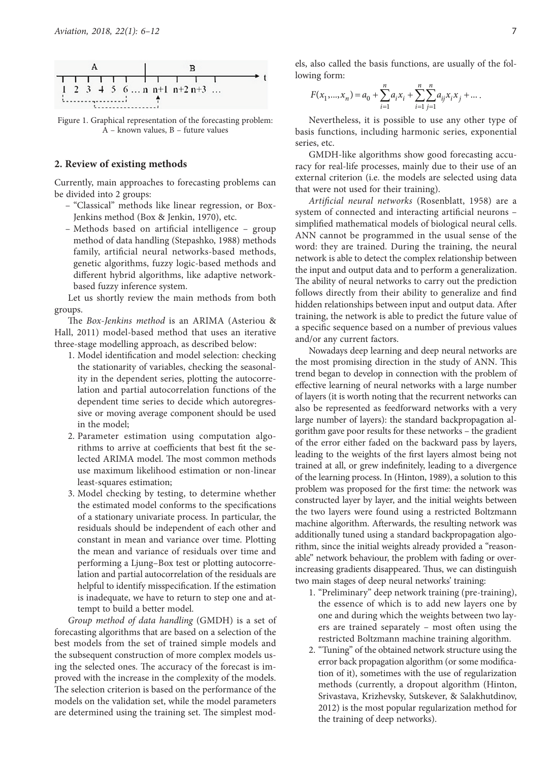Figure 1. Graphical representation of the forecasting problem: A – known values, B – future values

## 2. Review of existing methods

Currently, main approaches to forecasting problems can be divided into 2 groups:

- "Classical" methods like linear regression, or Box-Jenkins method (Box & Jenkin, 1970), etc.
- Methods based on artificial intelligence – group method of data handling (Stepashko, 1988) methods family, artificial neural networks-based methods, genetic algorithms, fuzzy logic-based methods and different hybrid algorithms, like adaptive network-based fuzzy inference system.

Let us shortly review the main methods from both groups.

The *Box-Jenkins method* is an ARIMA (Asteriou & Hall, 2011) model-based method that uses an iterative three-stage modelling approach, as described below:

1. Model identification and model selection: checking the stationarity of variables, checking the seasonality in the dependent series, plotting the autocorrelation and partial autocorrelation functions of the dependent time series to decide which autoregressive or moving average component should be used in the model;
2. Parameter estimation using computation algorithms to arrive at coefficients that best fit the selected ARIMA model. The most common methods use maximum likelihood estimation or non-linear least-squares estimation;
3. Model checking by testing, to determine whether the estimated model conforms to the specifications of a stationary univariate process. In particular, the residuals should be independent of each other and constant in mean and variance over time. Plotting the mean and variance of residuals over time and performing a Ljung–Box test or plotting autocorrelation and partial autocorrelation of the residuals are helpful to identify misspecification. If the estimation is inadequate, we have to return to step one and attempt to build a better model.

*Group method of data handling* (GMDH) is a set of forecasting algorithms that are based on a selection of the best models from the set of trained simple models and the subsequent construction of more complex models using the selected ones. The accuracy of the forecast is improved with the increase in the complexity of the models. The selection criterion is based on the performance of the models on the validation set, while the model parameters are determined using the training set. The simplest models, also called the basis functions, are usually of the following form:

$$F(x_1,...,x_n) = a_0 + \sum_{i=1}^{n} a_i x_i + \sum_{i=1}^{n}\sum_{j=1}^{n} a_{ij} x_i x_j + \dots .$$

Nevertheless, it is possible to use any other type of basis functions, including harmonic series, exponential series, etc.

GMDH-like algorithms show good forecasting accuracy for real-life processes, mainly due to their use of an external criterion (i.e. the models are selected using data that were not used for their training).

*Artificial neural networks* (Rosenblatt, 1958) are a system of connected and interacting artificial neurons – simplified mathematical models of biological neural cells. ANN cannot be programmed in the usual sense of the word: they are trained. During the training, the neural network is able to detect the complex relationship between the input and output data and to perform a generalization. The ability of neural networks to carry out the prediction follows directly from their ability to generalize and find hidden relationships between input and output data. After training, the network is able to predict the future value of a specific sequence based on a number of previous values and/or any current factors.

Nowadays deep learning and deep neural networks are the most promising direction in the study of ANN. This trend began to develop in connection with the problem of effective learning of neural networks with a large number of layers (it is worth noting that the recurrent networks can also be represented as feedforward networks with a very large number of layers): the standard backpropagation algorithm gave poor results for these networks – the gradient of the error either faded on the backward pass by layers, leading to the weights of the first layers almost being not trained at all, or grew indefinitely, leading to a divergence of the learning process. In (Hinton, 1989), a solution to this problem was proposed for the first time: the network was constructed layer by layer, and the initial weights between the two layers were found using a restricted Boltzmann machine algorithm. Afterwards, the resulting network was additionally tuned using a standard backpropagation algorithm, since the initial weights already provided a "reasonable" network behaviour, the problem with fading or over-increasing gradients disappeared. Thus, we can distinguish two main stages of deep neural networks' training:

1. "Preliminary" deep network training (pre-training), the essence of which is to add new layers one by one and during which the weights between two layers are trained separately – most often using the restricted Boltzmann machine training algorithm.
2. "Tuning" of the obtained network structure using the error back propagation algorithm (or some modification of it), sometimes with the use of regularization methods (currently, a dropout algorithm (Hinton, Srivastava, Krizhevsky, Sutskever, & Salakhutdinov, 2012) is the most popular regularization method for the training of deep networks).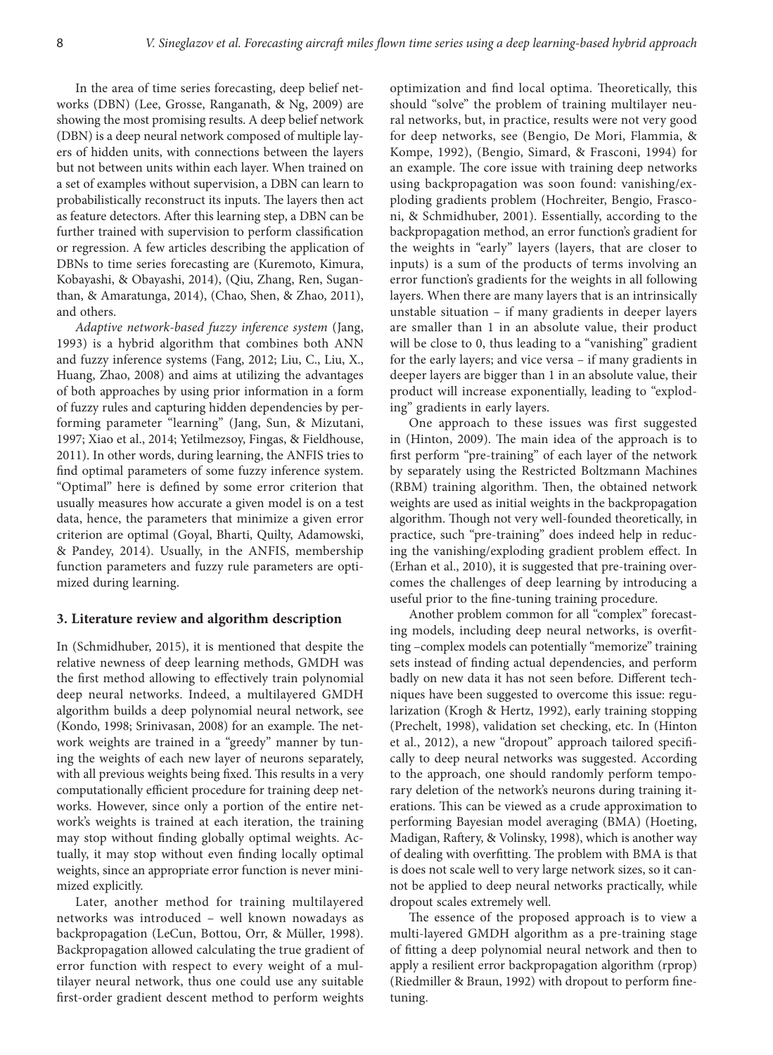In the area of time series forecasting, deep belief networks (DBN) (Lee, Grosse, Ranganath, & Ng, 2009) are showing the most promising results. A deep belief network (DBN) is a deep neural network composed of multiple layers of hidden units, with connections between the layers but not between units within each layer. When trained on a set of examples without supervision, a DBN can learn to probabilistically reconstruct its inputs. The layers then act as feature detectors. After this learning step, a DBN can be further trained with supervision to perform classification or regression. A few articles describing the application of DBNs to time series forecasting are (Kuremoto, Kimura, Kobayashi, & Obayashi, 2014), (Qiu, Zhang, Ren, Suganthan, & Amaratunga, 2014), (Chao, Shen, & Zhao, 2011), and others.

*Adaptive network-based fuzzy inference system* (Jang, 1993) is a hybrid algorithm that combines both ANN and fuzzy inference systems (Fang, 2012; Liu, C., Liu, X., Huang, Zhao, 2008) and aims at utilizing the advantages of both approaches by using prior information in a form of fuzzy rules and capturing hidden dependencies by performing parameter "learning" (Jang, Sun, & Mizutani, 1997; Xiao et al., 2014; Yetilmezsoy, Fingas, & Fieldhouse, 2011). In other words, during learning, the ANFIS tries to find optimal parameters of some fuzzy inference system. "Optimal" here is defined by some error criterion that usually measures how accurate a given model is on a test data, hence, the parameters that minimize a given error criterion are optimal (Goyal, Bharti, Quilty, Adamowski, & Pandey, 2014). Usually, in the ANFIS, membership function parameters and fuzzy rule parameters are optimized during learning.

## 3. Literature review and algorithm description

In (Schmidhuber, 2015), it is mentioned that despite the relative newness of deep learning methods, GMDH was the first method allowing to effectively train polynomial deep neural networks. Indeed, a multilayered GMDH algorithm builds a deep polynomial neural network, see (Kondo, 1998; Srinivasan, 2008) for an example. The network weights are trained in a "greedy" manner by tuning the weights of each new layer of neurons separately, with all previous weights being fixed. This results in a very computationally efficient procedure for training deep networks. However, since only a portion of the entire network's weights is trained at each iteration, the training may stop without finding globally optimal weights. Actually, it may stop without even finding locally optimal weights, since an appropriate error function is never minimized explicitly.

Later, another method for training multilayered networks was introduced – well known nowadays as backpropagation (LeCun, Bottou, Orr, & Müller, 1998). Backpropagation allowed calculating the true gradient of error function with respect to every weight of a multilayer neural network, thus one could use any suitable first-order gradient descent method to perform weights optimization and find local optima. Theoretically, this should "solve" the problem of training multilayer neural networks, but, in practice, results were not very good for deep networks, see (Bengio, De Mori, Flammia, & Kompe, 1992), (Bengio, Simard, & Frasconi, 1994) for an example. The core issue with training deep networks using backpropagation was soon found: vanishing/exploding gradients problem (Hochreiter, Bengio, Frasconi, & Schmidhuber, 2001). Essentially, according to the backpropagation method, an error function's gradient for the weights in "early" layers (layers, that are closer to inputs) is a sum of the products of terms involving an error function's gradients for the weights in all following layers. When there are many layers that is an intrinsically unstable situation – if many gradients in deeper layers are smaller than 1 in an absolute value, their product will be close to 0, thus leading to a "vanishing" gradient for the early layers; and vice versa – if many gradients in deeper layers are bigger than 1 in an absolute value, their product will increase exponentially, leading to "exploding" gradients in early layers.

One approach to these issues was first suggested in (Hinton, 2009). The main idea of the approach is to first perform "pre-training" of each layer of the network by separately using the Restricted Boltzmann Machines (RBM) training algorithm. Then, the obtained network weights are used as initial weights in the backpropagation algorithm. Though not very well-founded theoretically, in practice, such "pre-training" does indeed help in reducing the vanishing/exploding gradient problem effect. In (Erhan et al., 2010), it is suggested that pre-training overcomes the challenges of deep learning by introducing a useful prior to the fine-tuning training procedure.

Another problem common for all "complex" forecasting models, including deep neural networks, is overfitting –complex models can potentially "memorize" training sets instead of finding actual dependencies, and perform badly on new data it has not seen before. Different techniques have been suggested to overcome this issue: regularization (Krogh & Hertz, 1992), early training stopping (Prechelt, 1998), validation set checking, etc. In (Hinton et al., 2012), a new "dropout" approach tailored specifically to deep neural networks was suggested. According to the approach, one should randomly perform temporary deletion of the network's neurons during training iterations. This can be viewed as a crude approximation to performing Bayesian model averaging (BMA) (Hoeting, Madigan, Raftery, & Volinsky, 1998), which is another way of dealing with overfitting. The problem with BMA is that is does not scale well to very large network sizes, so it cannot be applied to deep neural networks practically, while dropout scales extremely well.

The essence of the proposed approach is to view a multi-layered GMDH algorithm as a pre-training stage of fitting a deep polynomial neural network and then to apply a resilient error backpropagation algorithm (rprop) (Riedmiller & Braun, 1992) with dropout to perform fine-tuning.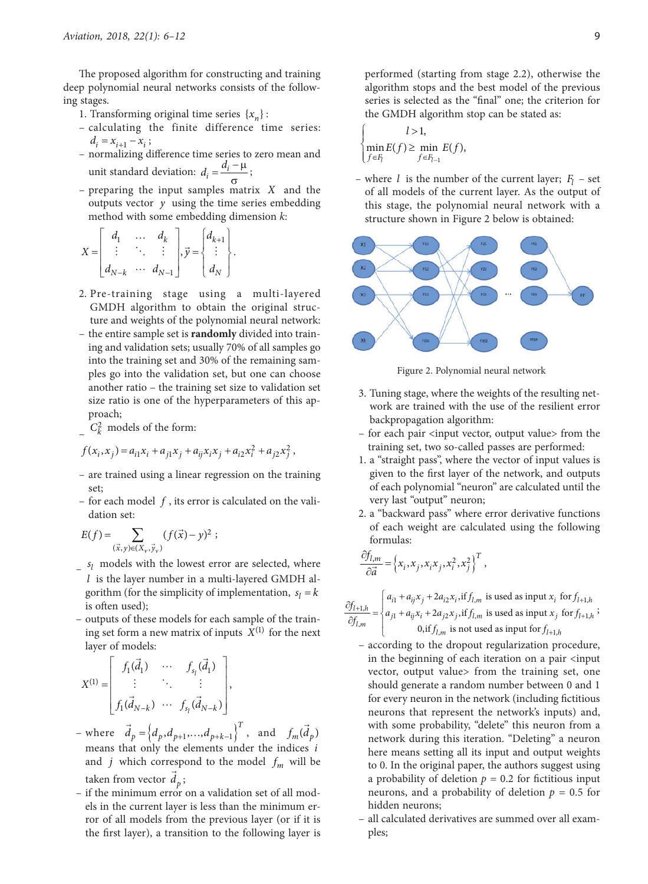The proposed algorithm for constructing and training deep polynomial neural networks consists of the following stages.

1. Transforming original time series $\{x_n\}$:
   - calculating the finite difference time series: $d_i = x_{i+1} - x_i$;
   - normalizing difference time series to zero mean and unit standard deviation: $d_i = \frac{d_i - \mu}{\sigma}$;
   - preparing the input samples matrix $X$ and the outputs vector $y$ using the time series embedding method with some embedding dimension $k$:

$$X = \begin{bmatrix} d_1 & \cdots & d_k \\ \vdots & \ddots & \vdots \\ d_{N-k} & \cdots & d_{N-1} \end{bmatrix}, \vec{y} = \begin{Bmatrix} d_{k+1} \\ \vdots \\ d_N \end{Bmatrix}.$$

2. Pre-training stage using a multi-layered GMDH algorithm to obtain the original structure and weights of the polynomial neural network:
   - the entire sample set is **randomly** divided into training and validation sets; usually 70% of all samples go into the training set and 30% of the remaining samples go into the validation set, but one can choose another ratio – the training set size to validation set size ratio is one of the hyperparameters of this approach;
   - $C_k^2$ models of the form:

$$f(x_i, x_j) = a_{i1}x_i + a_{j1}x_j + a_{ij}x_i x_j + a_{i2}x_i^2 + a_{j2}x_j^2,$$

   - are trained using a linear regression on the training set;
   - for each model $f$, its error is calculated on the validation set:

$$E(f) = \sum_{(\vec{x}, y) \in (X_v, \vec{y}_v)} (f(\vec{x}) - y)^2;$$

   - $s_l$ models with the lowest error are selected, where $l$ is the layer number in a multi-layered GMDH algorithm (for the simplicity of implementation, $s_l = k$ is often used);
   - outputs of these models for each sample of the training set form a new matrix of inputs $X^{(1)}$ for the next layer of models:

$$X^{(1)} = \begin{bmatrix} f_1(\vec{d}_1) & \cdots & f_{s_l}(\vec{d}_1) \\ \vdots & \ddots & \vdots \\ f_1(\vec{d}_{N-k}) & \cdots & f_{s_l}(\vec{d}_{N-k}) \end{bmatrix},$$

   - where $\vec{d}_p = \{d_p, d_{p+1}, \ldots, d_{p+k-1}\}^T$, and $f_m(\vec{d}_p)$ means that only the elements under the indices $i$ and $j$ which correspond to the model $f_m$ will be taken from vector $\vec{d}_p$;
   - if the minimum error on a validation set of all models in the current layer is less than the minimum error of all models from the previous layer (or if it is the first layer), a transition to the following layer is performed (starting from stage 2.2), otherwise the algorithm stops and the best model of the previous series is selected as the "final" one; the criterion for the GMDH algorithm stop can be stated as:

$$\begin{cases} l > 1, \\ \min\limits_{f \in F_l} E(f) \geq \min\limits_{f \in F_{l-1}} E(f), \end{cases}$$

   - where $l$ is the number of the current layer; $F_l$ – set of all models of the current layer. As the output of this stage, the polynomial neural network with a structure shown in Figure 2 below is obtained:

Figure 2. Polynomial neural network

3. Tuning stage, where the weights of the resulting network are trained with the use of the resilient error backpropagation algorithm:
   - for each pair <input vector, output value> from the training set, two so-called passes are performed:
     1. a "straight pass", where the vector of input values is given to the first layer of the network, and outputs of each polynomial "neuron" are calculated until the very last "output" neuron;
     2. a "backward pass" where error derivative functions of each weight are calculated using the following formulas:

$$\frac{\partial f_{l,m}}{\partial \vec{a}} = \left\{x_i, x_j, x_i x_j, x_i^2, x_j^2\right\}^T,$$

$$\frac{\partial f_{l+1,h}}{\partial f_{l,m}} = \begin{cases} a_{i1} + a_{ij}x_j + 2a_{i2}x_i, \text{if } f_{l,m} \text{ is used as input } x_i \text{ for } f_{l+1,h} \\ a_{j1} + a_{ij}x_i + 2a_{j2}x_j, \text{if } f_{l,m} \text{ is used as input } x_j \text{ for } f_{l+1,h} \\ 0, \text{if } f_{l,m} \text{ is not used as input for } f_{l+1,h} \end{cases};$$

   - according to the dropout regularization procedure, in the beginning of each iteration on a pair <input vector, output value> from the training set, one should generate a random number between 0 and 1 for every neuron in the network (including fictitious neurons that represent the network's inputs) and, with some probability, "delete" this neuron from a network during this iteration. "Deleting" a neuron here means setting all its input and output weights to 0. In the original paper, the authors suggest using a probability of deletion $p$ = 0.2 for fictitious input neurons, and a probability of deletion $p$ = 0.5 for hidden neurons;
   - all calculated derivatives are summed over all examples;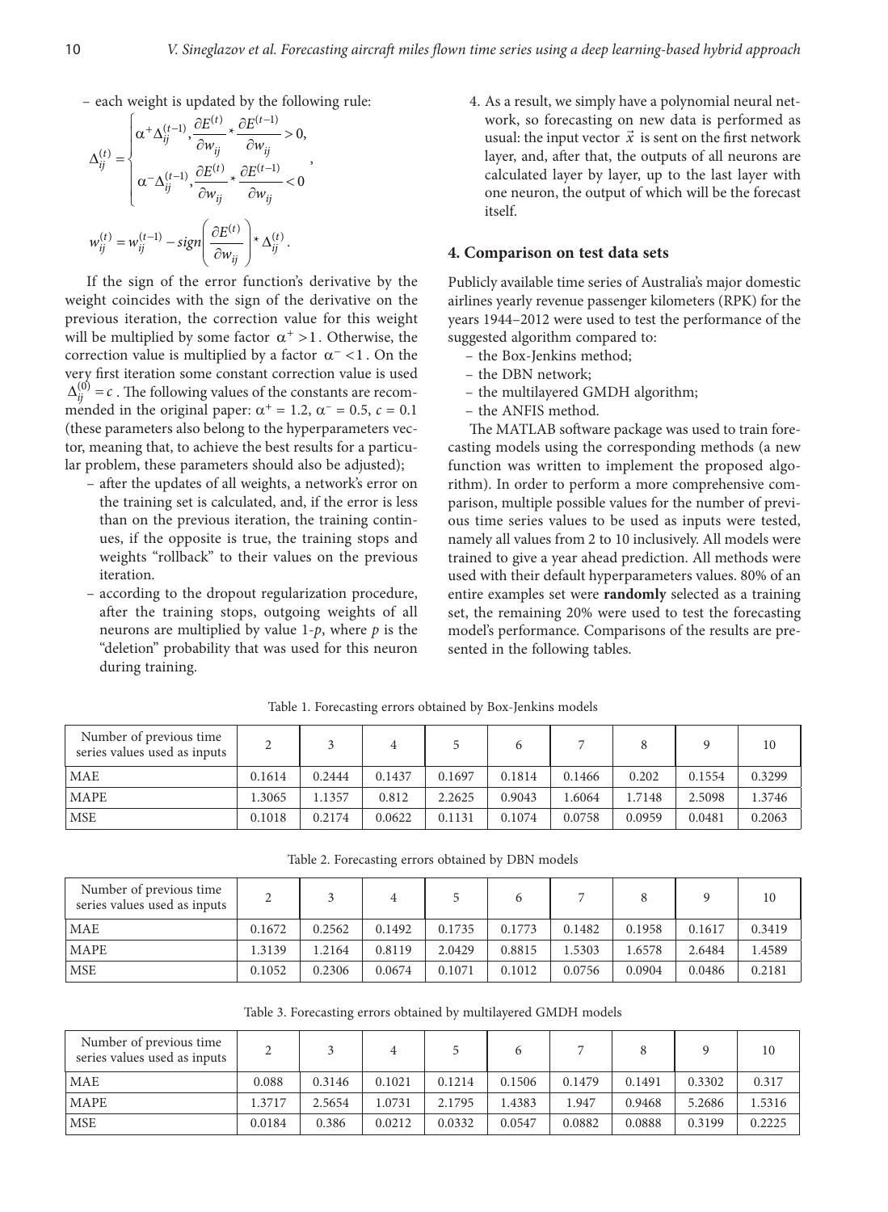– each weight is updated by the following rule:

$$\Delta_{ij}^{(t)} = \begin{cases} \alpha^{+}\Delta_{ij}^{(t-1)}, \dfrac{\partial E^{(t)}}{\partial w_{ij}} * \dfrac{\partial E^{(t-1)}}{\partial w_{ij}} > 0, \\ \alpha^{-}\Delta_{ij}^{(t-1)}, \dfrac{\partial E^{(t)}}{\partial w_{ij}} * \dfrac{\partial E^{(t-1)}}{\partial w_{ij}} < 0 \end{cases},$$

$$w_{ij}^{(t)} = w_{ij}^{(t-1)} - sign\left(\frac{\partial E^{(t)}}{\partial w_{ij}}\right) * \Delta_{ij}^{(t)}.$$

If the sign of the error function's derivative by the weight coincides with the sign of the derivative on the previous iteration, the correction value for this weight will be multiplied by some factor $\alpha^{+} > 1$. Otherwise, the correction value is multiplied by a factor $\alpha^{-} < 1$. On the very first iteration some constant correction value is used $\Delta_{ij}^{(0)} = c$. The following values of the constants are recommended in the original paper: $\alpha^{+} = 1.2$, $\alpha^{-} = 0.5$, $c = 0.1$ (these parameters also belong to the hyperparameters vector, meaning that, to achieve the best results for a particular problem, these parameters should also be adjusted);

– after the updates of all weights, a network's error on the training set is calculated, and, if the error is less than on the previous iteration, the training continues, if the opposite is true, the training stops and weights "rollback" to their values on the previous iteration.

– according to the dropout regularization procedure, after the training stops, outgoing weights of all neurons are multiplied by value 1-$p$, where $p$ is the "deletion" probability that was used for this neuron during training.

4. As a result, we simply have a polynomial neural network, so forecasting on new data is performed as usual: the input vector $\vec{x}$ is sent on the first network layer, and, after that, the outputs of all neurons are calculated layer by layer, up to the last layer with one neuron, the output of which will be the forecast itself.

## 4. Comparison on test data sets

Publicly available time series of Australia's major domestic airlines yearly revenue passenger kilometers (RPK) for the years 1944–2012 were used to test the performance of the suggested algorithm compared to:

– the Box-Jenkins method;
– the DBN network;
– the multilayered GMDH algorithm;
– the ANFIS method.

The MATLAB software package was used to train forecasting models using the corresponding methods (a new function was written to implement the proposed algorithm). In order to perform a more comprehensive comparison, multiple possible values for the number of previous time series values to be used as inputs were tested, namely all values from 2 to 10 inclusively. All models were trained to give a year ahead prediction. All methods were used with their default hyperparameters values. 80% of an entire examples set were **randomly** selected as a training set, the remaining 20% were used to test the forecasting model's performance. Comparisons of the results are presented in the following tables.

Table 1. Forecasting errors obtained by Box-Jenkins models

| Number of previous time series values used as inputs | 2 | 3 | 4 | 5 | 6 | 7 | 8 | 9 | 10 |
|---|---|---|---|---|---|---|---|---|---|
| MAE | 0.1614 | 0.2444 | 0.1437 | 0.1697 | 0.1814 | 0.1466 | 0.202 | 0.1554 | 0.3299 |
| MAPE | 1.3065 | 1.1357 | 0.812 | 2.2625 | 0.9043 | 1.6064 | 1.7148 | 2.5098 | 1.3746 |
| MSE | 0.1018 | 0.2174 | 0.0622 | 0.1131 | 0.1074 | 0.0758 | 0.0959 | 0.0481 | 0.2063 |

Table 2. Forecasting errors obtained by DBN models

| Number of previous time series values used as inputs | 2 | 3 | 4 | 5 | 6 | 7 | 8 | 9 | 10 |
|---|---|---|---|---|---|---|---|---|---|
| MAE | 0.1672 | 0.2562 | 0.1492 | 0.1735 | 0.1773 | 0.1482 | 0.1958 | 0.1617 | 0.3419 |
| MAPE | 1.3139 | 1.2164 | 0.8119 | 2.0429 | 0.8815 | 1.5303 | 1.6578 | 2.6484 | 1.4589 |
| MSE | 0.1052 | 0.2306 | 0.0674 | 0.1071 | 0.1012 | 0.0756 | 0.0904 | 0.0486 | 0.2181 |

Table 3. Forecasting errors obtained by multilayered GMDH models

| Number of previous time series values used as inputs | 2 | 3 | 4 | 5 | 6 | 7 | 8 | 9 | 10 |
|---|---|---|---|---|---|---|---|---|---|
| MAE | 0.088 | 0.3146 | 0.1021 | 0.1214 | 0.1506 | 0.1479 | 0.1491 | 0.3302 | 0.317 |
| MAPE | 1.3717 | 2.5654 | 1.0731 | 2.1795 | 1.4383 | 1.947 | 0.9468 | 5.2686 | 1.5316 |
| MSE | 0.0184 | 0.386 | 0.0212 | 0.0332 | 0.0547 | 0.0882 | 0.0888 | 0.3199 | 0.2225 |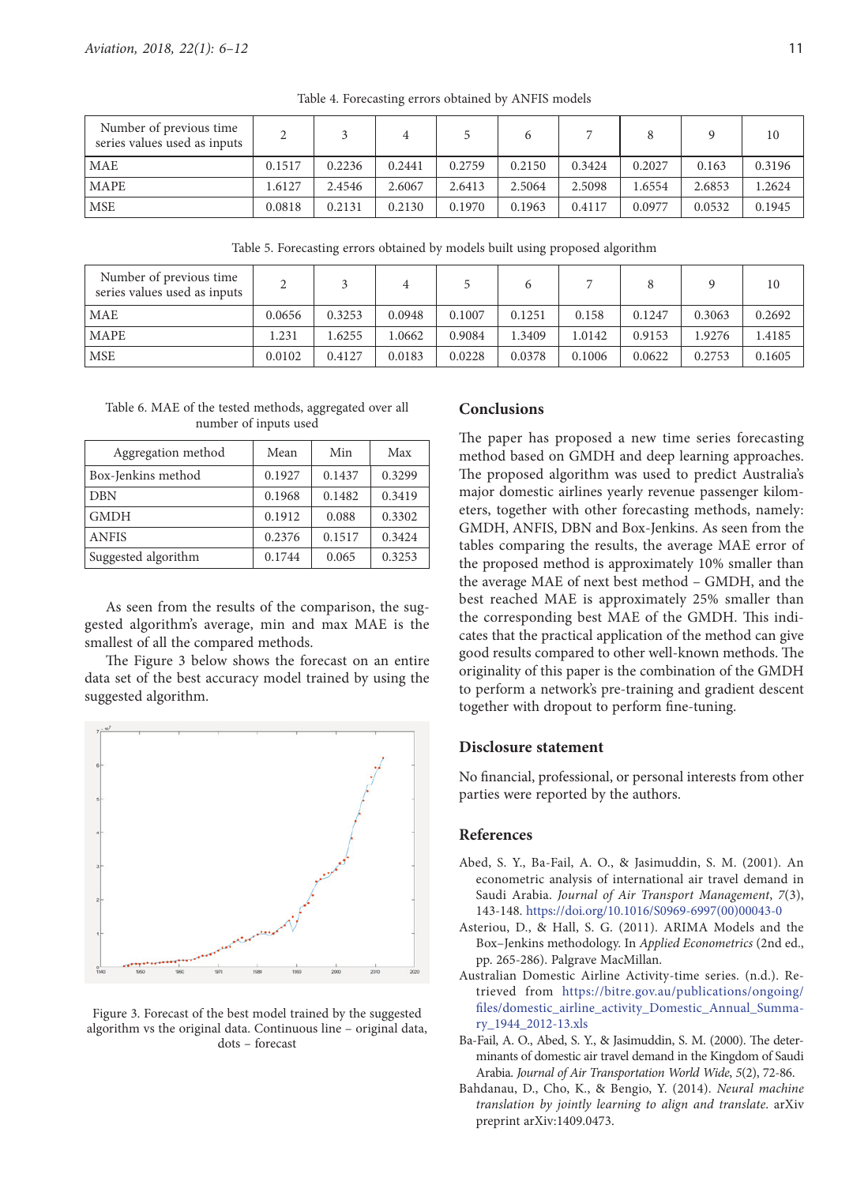Table 4. Forecasting errors obtained by ANFIS models

| Number of previous time series values used as inputs | 2 | 3 | 4 | 5 | 6 | 7 | 8 | 9 | 10 |
|---|---|---|---|---|---|---|---|---|---|
| MAE | 0.1517 | 0.2236 | 0.2441 | 0.2759 | 0.2150 | 0.3424 | 0.2027 | 0.163 | 0.3196 |
| MAPE | 1.6127 | 2.4546 | 2.6067 | 2.6413 | 2.5064 | 2.5098 | 1.6554 | 2.6853 | 1.2624 |
| MSE | 0.0818 | 0.2131 | 0.2130 | 0.1970 | 0.1963 | 0.4117 | 0.0977 | 0.0532 | 0.1945 |

Table 5. Forecasting errors obtained by models built using proposed algorithm

| Number of previous time series values used as inputs | 2 | 3 | 4 | 5 | 6 | 7 | 8 | 9 | 10 |
|---|---|---|---|---|---|---|---|---|---|
| MAE | 0.0656 | 0.3253 | 0.0948 | 0.1007 | 0.1251 | 0.158 | 0.1247 | 0.3063 | 0.2692 |
| MAPE | 1.231 | 1.6255 | 1.0662 | 0.9084 | 1.3409 | 1.0142 | 0.9153 | 1.9276 | 1.4185 |
| MSE | 0.0102 | 0.4127 | 0.0183 | 0.0228 | 0.0378 | 0.1006 | 0.0622 | 0.2753 | 0.1605 |

Table 6. MAE of the tested methods, aggregated over all number of inputs used

| Aggregation method | Mean | Min | Max |
|---|---|---|---|
| Box-Jenkins method | 0.1927 | 0.1437 | 0.3299 |
| DBN | 0.1968 | 0.1482 | 0.3419 |
| GMDH | 0.1912 | 0.088 | 0.3302 |
| ANFIS | 0.2376 | 0.1517 | 0.3424 |
| Suggested algorithm | 0.1744 | 0.065 | 0.3253 |

As seen from the results of the comparison, the suggested algorithm's average, min and max MAE is the smallest of all the compared methods.

The Figure 3 below shows the forecast on an entire data set of the best accuracy model trained by using the suggested algorithm.

Figure 3. Forecast of the best model trained by the suggested algorithm vs the original data. Continuous line – original data, dots – forecast

## Conclusions

The paper has proposed a new time series forecasting method based on GMDH and deep learning approaches. The proposed algorithm was used to predict Australia's major domestic airlines yearly revenue passenger kilometers, together with other forecasting methods, namely: GMDH, ANFIS, DBN and Box-Jenkins. As seen from the tables comparing the results, the average MAE error of the proposed method is approximately 10% smaller than the average MAE of next best method – GMDH, and the best reached MAE is approximately 25% smaller than the corresponding best MAE of the GMDH. This indicates that the practical application of the method can give good results compared to other well-known methods. The originality of this paper is the combination of the GMDH to perform a network's pre-training and gradient descent together with dropout to perform fine-tuning.

## Disclosure statement

No financial, professional, or personal interests from other parties were reported by the authors.

## References

Abed, S. Y., Ba-Fail, A. O., & Jasimuddin, S. M. (2001). An econometric analysis of international air travel demand in Saudi Arabia. *Journal of Air Transport Management*, *7*(3), 143-148. https://doi.org/10.1016/S0969-6997(00)00043-0

Asteriou, D., & Hall, S. G. (2011). ARIMA Models and the Box–Jenkins methodology. In *Applied Econometrics* (2nd ed., pp. 265-286). Palgrave MacMillan.

Australian Domestic Airline Activity-time series. (n.d.). Retrieved from https://bitre.gov.au/publications/ongoing/files/domestic_airline_activity_Domestic_Annual_Summary_1944_2012-13.xls

Ba-Fail, A. O., Abed, S. Y., & Jasimuddin, S. M. (2000). The determinants of domestic air travel demand in the Kingdom of Saudi Arabia. *Journal of Air Transportation World Wide*, *5*(2), 72-86.

Bahdanau, D., Cho, K., & Bengio, Y. (2014). *Neural machine translation by jointly learning to align and translate*. arXiv preprint arXiv:1409.0473.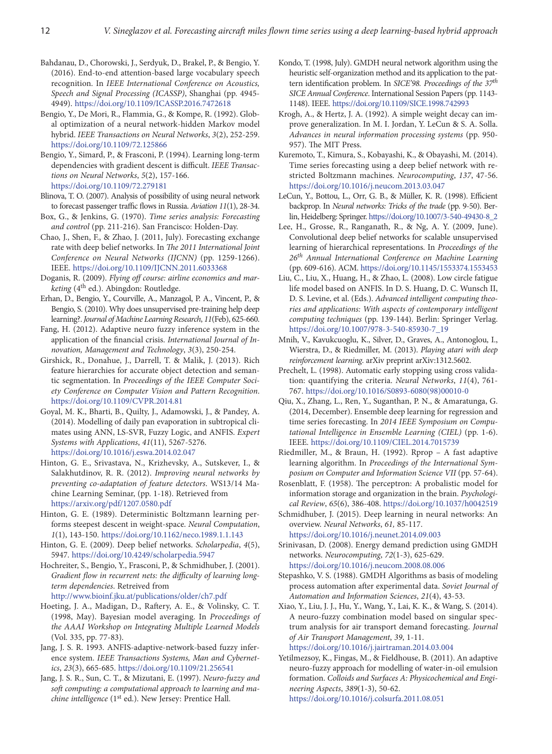Bahdanau, D., Chorowski, J., Serdyuk, D., Brakel, P., & Bengio, Y. (2016). End-to-end attention-based large vocabulary speech recognition. In *IEEE International Conference on Acoustics, Speech and Signal Processing (ICASSP)*, Shanghai (pp. 4945-4949). https://doi.org/10.1109/ICASSP.2016.7472618

Bengio, Y., De Mori, R., Flammia, G., & Kompe, R. (1992). Global optimization of a neural network-hidden Markov model hybrid. *IEEE Transactions on Neural Networks*, *3*(2), 252-259. https://doi.org/10.1109/72.125866

Bengio, Y., Simard, P., & Frasconi, P. (1994). Learning long-term dependencies with gradient descent is difficult. *IEEE Transactions on Neural Networks*, *5*(2), 157-166. https://doi.org/10.1109/72.279181

Blinova, T. O. (2007). Analysis of possibility of using neural network to forecast passenger traffic flows in Russia. *Aviation 11*(1), 28-34.

Box, G., & Jenkins, G. (1970). *Time series analysis: Forecasting and control* (pp. 211-216). San Francisco: Holden-Day.

Chao, J., Shen, F., & Zhao, J. (2011, July). Forecasting exchange rate with deep belief networks. In *The 2011 International Joint Conference on Neural Networks (IJCNN)* (pp. 1259-1266). IEEE. https://doi.org/10.1109/IJCNN.2011.6033368

Doganis, R. (2009). *Flying off course: airline economics and marketing* (4th ed.). Abingdon: Routledge.

Erhan, D., Bengio, Y., Courville, A., Manzagol, P. A., Vincent, P., & Bengio, S. (2010). Why does unsupervised pre-training help deep learning?. *Journal of Machine Learning Research*, *11*(Feb), 625-660.

Fang, H. (2012). Adaptive neuro fuzzy inference system in the application of the financial crisis. *International Journal of Innovation, Management and Technology*, *3*(3), 250-254.

Girshick, R., Donahue, J., Darrell, T. & Malik, J. (2013). Rich feature hierarchies for accurate object detection and semantic segmentation. In *Proceedings of the IEEE Computer Society Conference on Computer Vision and Pattern Recognition*. https://doi.org/10.1109/CVPR.2014.81

Goyal, M. K., Bharti, B., Quilty, J., Adamowski, J., & Pandey, A. (2014). Modelling of daily pan evaporation in subtropical climates using ANN, LS-SVR, Fuzzy Logic, and ANFIS. *Expert Systems with Applications*, *41*(11), 5267-5276. https://doi.org/10.1016/j.eswa.2014.02.047

Hinton, G. E., Srivastava, N., Krizhevsky, A., Sutskever, I., & Salakhutdinov, R. R. (2012). *Improving neural networks by preventing co-adaptation of feature detectors*. WS13/14 Machine Learning Seminar, (pp. 1-18). Retrieved from https://arxiv.org/pdf/1207.0580.pdf

Hinton, G. E. (1989). Deterministic Boltzmann learning performs steepest descent in weight-space. *Neural Computation*, *1*(1), 143-150. https://doi.org/10.1162/neco.1989.1.1.143

Hinton, G. E. (2009). Deep belief networks. *Scholarpedia*, *4*(5), 5947. https://doi.org/10.4249/scholarpedia.5947

Hochreiter, S., Bengio, Y., Frasconi, P., & Schmidhuber, J. (2001). *Gradient flow in recurrent nets: the difficulty of learning long-term dependencies*. Retreived from http://www.bioinf.jku.at/publications/older/ch7.pdf

Hoeting, J. A., Madigan, D., Raftery, A. E., & Volinsky, C. T. (1998, May). Bayesian model averaging. In *Proceedings of the AAAI Workshop on Integrating Multiple Learned Models* (Vol. 335, pp. 77-83).

Jang, J. S. R. 1993. ANFIS-adaptive-network-based fuzzy inference system. *IEEE Transactions Systems, Man and Cybernetics*, *23*(3), 665-685. https://doi.org/10.1109/21.256541

Jang, J. S. R., Sun, C. T., & Mizutani, E. (1997). *Neuro-fuzzy and soft computing: a computational approach to learning and machine intelligence* (1st ed.). New Jersey: Prentice Hall.

Kondo, T. (1998, July). GMDH neural network algorithm using the heuristic self-organization method and its application to the pattern identification problem. In *SICE'98. Proceedings of the 37th SICE Annual Conference*. International Session Papers (pp. 1143-1148). IEEE. https://doi.org/10.1109/SICE.1998.742993

Krogh, A., & Hertz, J. A. (1992). A simple weight decay can improve generalization. In M. I. Jordan, Y. LeCun & S. A. Solla. *Advances in neural information processing systems* (pp. 950-957). The MIT Press.

Kuremoto, T., Kimura, S., Kobayashi, K., & Obayashi, M. (2014). Time series forecasting using a deep belief network with restricted Boltzmann machines. *Neurocomputing*, *137*, 47-56. https://doi.org/10.1016/j.neucom.2013.03.047

LeCun, Y., Bottou, L., Orr, G. B., & Müller, K. R. (1998). Efficient backprop. In *Neural networks: Tricks of the trade* (pp. 9-50). Berlin, Heidelberg: Springer. https://doi.org/10.1007/3-540-49430-8_2

Lee, H., Grosse, R., Ranganath, R., & Ng, A. Y. (2009, June). Convolutional deep belief networks for scalable unsupervised learning of hierarchical representations. In *Proceedings of the 26th Annual International Conference on Machine Learning* (pp. 609-616). ACM. https://doi.org/10.1145/1553374.1553453

Liu, C., Liu, X., Huang, H., & Zhao, L. (2008). Low circle fatigue life model based on ANFIS. In D. S. Huang, D. C. Wunsch II, D. S. Levine, et al. (Eds.). *Advanced intelligent computing theories and applications: With aspects of contemporary intelligent computing techniques* (pp. 139-144). Berlin: Springer Verlag. https://doi.org/10.1007/978-3-540-85930-7_19

Mnih, V., Kavukcuoglu, K., Silver, D., Graves, A., Antonoglou, I., Wierstra, D., & Riedmiller, M. (2013). *Playing atari with deep reinforcement learning*. arXiv preprint arXiv:1312.5602.

Prechelt, L. (1998). Automatic early stopping using cross validation: quantifying the criteria. *Neural Networks*, *11*(4), 761-767. https://doi.org/10.1016/S0893-6080(98)00010-0

Qiu, X., Zhang, L., Ren, Y., Suganthan, P. N., & Amaratunga, G. (2014, December). Ensemble deep learning for regression and time series forecasting. In *2014 IEEE Symposium on Computational Intelligence in Ensemble Learning (CIEL)* (pp. 1-6). IEEE. https://doi.org/10.1109/CIEL.2014.7015739

Riedmiller, M., & Braun, H. (1992). Rprop – A fast adaptive learning algorithm. In *Proceedings of the International Symposium on Computer and Information Science VII* (pp. 57-64).

Rosenblatt, F. (1958). The perceptron: A probalistic model for information storage and organization in the brain. *Psychological Review*, *65*(6), 386-408. https://doi.org/10.1037/h0042519

Schmidhuber, J. (2015). Deep learning in neural networks: An overview. *Neural Networks*, *61*, 85-117. https://doi.org/10.1016/j.neunet.2014.09.003

Srinivasan, D. (2008). Energy demand prediction using GMDH networks. *Neurocomputing*, *72*(1-3), 625-629. https://doi.org/10.1016/j.neucom.2008.08.006

Stepashko, V. S. (1988). GMDH Algorithms as basis of modeling process automation after experimental data. *Soviet Journal of Automation and Information Sciences*, *21*(4), 43-53.

Xiao, Y., Liu, J. J., Hu, Y., Wang, Y., Lai, K. K., & Wang, S. (2014). A neuro-fuzzy combination model based on singular spectrum analysis for air transport demand forecasting. *Journal of Air Transport Management*, *39*, 1-11. https://doi.org/10.1016/j.jairtraman.2014.03.004

Yetilmezsoy, K., Fingas, M., & Fieldhouse, B. (2011). An adaptive neuro-fuzzy approach for modelling of water-in-oil emulsion formation. *Colloids and Surfaces A: Physicochemical and Engineering Aspects*, *389*(1-3), 50-62. https://doi.org/10.1016/j.colsurfa.2011.08.051